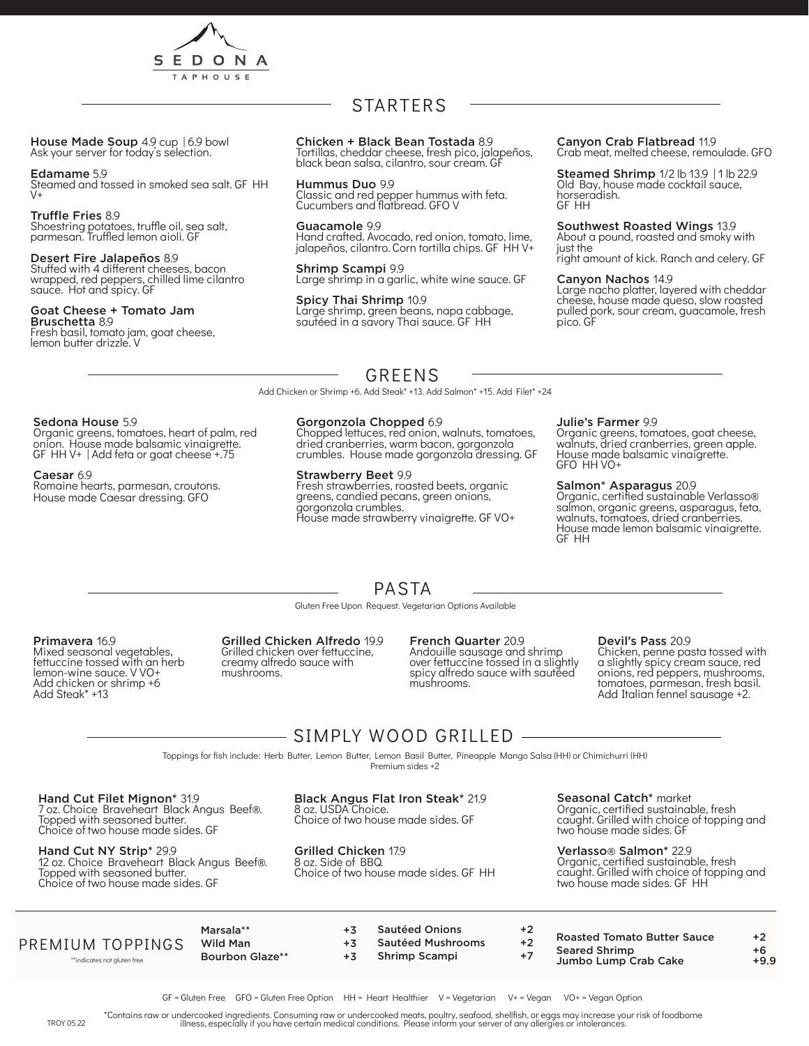# SEDONA TAPHOUSE

## STARTERS

**House Made Soup** 4.9 cup | 6.9 bowl
Ask your server for today's selection.

**Edamame** 5.9
Steamed and tossed in smoked sea salt. GF HH V+

**Truffle Fries** 8.9
Shoestring potatoes, truffle oil, sea salt, parmesan. Truffled lemon aioli. GF

**Desert Fire Jalapeños** 8.9
Stuffed with 4 different cheeses, bacon wrapped, red peppers, chilled lime cilantro sauce. Hot and spicy. GF

**Goat Cheese + Tomato Jam Bruschetta** 8.9
Fresh basil, tomato jam, goat cheese, lemon butter drizzle. V

**Chicken + Black Bean Tostada** 8.9
Tortillas, cheddar cheese, fresh pico, jalapeños, black bean salsa, cilantro, sour cream. GF

**Hummus Duo** 9.9
Classic and red pepper hummus with feta. Cucumbers and flatbread. GFO V

**Guacamole** 9.9
Hand crafted. Avocado, red onion, tomato, lime, jalapeños, cilantro. Corn tortilla chips. GF HH V+

**Shrimp Scampi** 9.9
Large shrimp in a garlic, white wine sauce. GF

**Spicy Thai Shrimp** 10.9
Large shrimp, green beans, napa cabbage, sautéed in a savory Thai sauce. GF HH

**Canyon Crab Flatbread** 11.9
Crab meat, melted cheese, remoulade. GFO

**Steamed Shrimp** 1/2 lb 13.9 | 1 lb 22.9
Old Bay, house made cocktail sauce, horseradish.
GF HH

**Southwest Roasted Wings** 13.9
About a pound, roasted and smoky with just the
right amount of kick. Ranch and celery. GF

**Canyon Nachos** 14.9
Large nacho platter, layered with cheddar cheese, house made queso, slow roasted pulled pork, sour cream, guacamole, fresh pico. GF

## GREENS

Add Chicken or Shrimp +6. Add Steak* +13. Add Salmon* +15. Add Filet* +24

**Sedona House** 5.9
Organic greens, tomatoes, heart of palm, red onion. House made balsamic vinaigrette. GF HH V+ | Add feta or goat cheese +.75

**Caesar** 6.9
Romaine hearts, parmesan, croutons. House made Caesar dressing. GFO

**Gorgonzola Chopped** 6.9
Chopped lettuces, red onion, walnuts, tomatoes, dried cranberries, warm bacon, gorgonzola crumbles. House made gorgonzola dressing. GF

**Strawberry Beet** 9.9
Fresh strawberries, roasted beets, organic greens, candied pecans, green onions, gorgonzola crumbles.
House made strawberry vinaigrette. GF VO+

**Julie's Farmer** 9.9
Organic greens, tomatoes, goat cheese, walnuts, dried cranberries, green apple. House made balsamic vinaigrette.
GFO HH VO+

**Salmon* Asparagus** 20.9
Organic, certified sustainable Verlasso® salmon, organic greens, asparagus, feta, walnuts, tomatoes, dried cranberries. House made lemon balsamic vinaigrette.
GF HH

## PASTA

Gluten Free Upon Request. Vegetarian Options Available

**Primavera** 16.9
Mixed seasonal vegetables, fettuccine tossed with an herb lemon-wine sauce. V VO+
Add chicken or shrimp +6
Add Steak* +13

**Grilled Chicken Alfredo** 19.9
Grilled chicken over fettuccine, creamy alfredo sauce with mushrooms.

**French Quarter** 20.9
Andouille sausage and shrimp over fettuccine tossed in a slightly spicy alfredo sauce with sautéed mushrooms.

**Devil's Pass** 20.9
Chicken, penne pasta tossed with a slightly spicy cream sauce, red onions, red peppers, mushrooms, tomatoes, parmesan, fresh basil. Add Italian fennel sausage +2.

## SIMPLY WOOD GRILLED

Toppings for fish include: Herb Butter, Lemon Butter, Lemon Basil Butter, Pineapple Mango Salsa (HH) or Chimichurri (HH)
Premium sides +2

**Hand Cut Filet Mignon*** 31.9
7 oz. Choice Braveheart Black Angus Beef®. Topped with seasoned butter.
Choice of two house made sides. GF

**Hand Cut NY Strip*** 29.9
12 oz. Choice Braveheart Black Angus Beef®. Topped with seasoned butter.
Choice of two house made sides. GF

**Black Angus Flat Iron Steak*** 21.9
8 oz. USDA Choice.
Choice of two house made sides. GF

**Grilled Chicken** 17.9
8 oz. Side of BBQ.
Choice of two house made sides. GF HH

**Seasonal Catch*** market
Organic, certified sustainable, fresh caught. Grilled with choice of topping and two house made sides. GF

**Verlasso® Salmon*** 22.9
Organic, certified sustainable, fresh caught. Grilled with choice of topping and two house made sides. GF HH

## PREMIUM TOPPINGS

**indicates not gluten free

| Topping | Price |
|---|---|
| Marsala** | +3 |
| Wild Man | +3 |
| Bourbon Glaze** | +3 |
| Sautéed Onions | +2 |
| Sautéed Mushrooms | +2 |
| Shrimp Scampi | +7 |
| Roasted Tomato Butter Sauce | +2 |
| Seared Shrimp | +6 |
| Jumbo Lump Crab Cake | +9.9 |

GF = Gluten Free GFO = Gluten Free Option HH = Heart Healthier V = Vegetarian V+ = Vegan VO+ = Vegan Option

*Contains raw or undercooked ingredients. Consuming raw or undercooked meats, poultry, seafood, shellfish, or eggs may increase your risk of foodborne illness, especially if you have certain medical conditions. Please inform your server of any allergies or intolerances.

TROY 05.22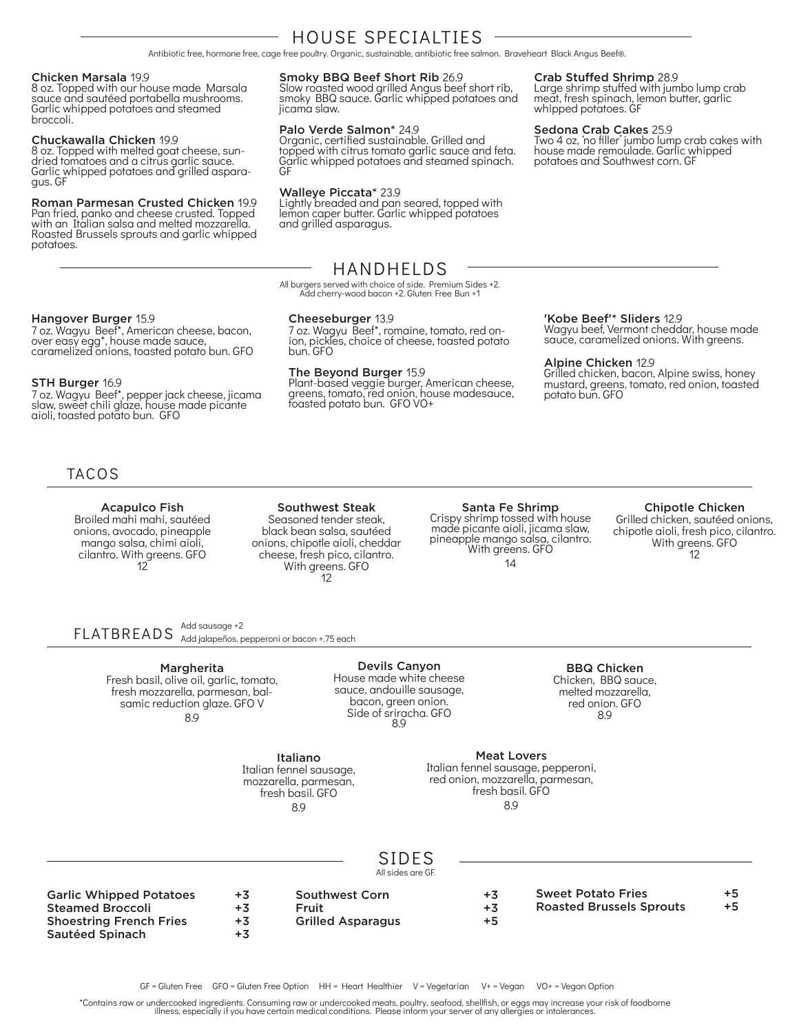# HOUSE SPECIALTIES

Antibiotic free, hormone free, cage free poultry. Organic, sustainable, antibiotic free salmon. Braveheart Black Angus Beef®.

**Chicken Marsala** 19.9
8 oz. Topped with our house made Marsala sauce and sautéed portabella mushrooms. Garlic whipped potatoes and steamed broccoli.

**Chuckawalla Chicken** 19.9
8 oz. Topped with melted goat cheese, sun-dried tomatoes and a citrus garlic sauce. Garlic whipped potatoes and grilled asparagus. GF

**Roman Parmesan Crusted Chicken** 19.9
Pan fried, panko and cheese crusted. Topped with an Italian salsa and melted mozzarella. Roasted Brussels sprouts and garlic whipped potatoes.

**Smoky BBQ Beef Short Rib** 26.9
Slow roasted wood grilled Angus beef short rib, smoky BBQ sauce. Garlic whipped potatoes and jicama slaw.

**Palo Verde Salmon*** 24.9
Organic, certified sustainable. Grilled and topped with citrus tomato garlic sauce and feta. Garlic whipped potatoes and steamed spinach. GF

**Walleye Piccata*** 23.9
Lightly breaded and pan seared, topped with lemon caper butter. Garlic whipped potatoes and grilled asparagus.

**Crab Stuffed Shrimp** 28.9
Large shrimp stuffed with jumbo lump crab meat, fresh spinach, lemon butter, garlic whipped potatoes. GF

**Sedona Crab Cakes** 25.9
Two 4 oz, 'no filler' jumbo lump crab cakes with house made remoulade. Garlic whipped potatoes and Southwest corn. GF

# HANDHELDS

All burgers served with choice of side. Premium Sides +2.
Add cherry-wood bacon +2. Gluten Free Bun +1

**Hangover Burger** 15.9
7 oz. Wagyu Beef*, American cheese, bacon, over easy egg*, house made sauce, caramelized onions, toasted potato bun. GFO

**STH Burger** 16.9
7 oz. Wagyu Beef*, pepper jack cheese, jicama slaw, sweet chili glaze, house made picante aioli, toasted potato bun. GFO

**Cheeseburger** 13.9
7 oz. Wagyu Beef*, romaine, tomato, red onion, pickles, choice of cheese, toasted potato bun. GFO

**The Beyond Burger** 15.9
Plant-based veggie burger, American cheese, greens, tomato, red onion, house madesauce, toasted potato bun. GFO VO+

**'Kobe Beef'* Sliders** 12.9
Wagyu beef, Vermont cheddar, house made sauce, caramelized onions. With greens.

**Alpine Chicken** 12.9
Grilled chicken, bacon, Alpine swiss, honey mustard, greens, tomato, red onion, toasted potato bun. GFO

# TACOS

**Acapulco Fish**
Broiled mahi mahi, sautéed onions, avocado, pineapple mango salsa, chimi aioli, cilantro. With greens. GFO
12

**Southwest Steak**
Seasoned tender steak, black bean salsa, sautéed onions, chipotle aioli, cheddar cheese, fresh pico, cilantro. With greens. GFO
12

**Santa Fe Shrimp**
Crispy shrimp tossed with house made picante aioli, jicama slaw, pineapple mango salsa, cilantro. With greens. GFO
14

**Chipotle Chicken**
Grilled chicken, sautéed onions, chipotle aioli, fresh pico, cilantro. With greens. GFO
12

# FLATBREADS

Add sausage +2
Add jalapeños, pepperoni or bacon +.75 each

**Margherita**
Fresh basil, olive oil, garlic, tomato, fresh mozzarella, parmesan, balsamic reduction glaze. GFO V
8.9

**Devils Canyon**
House made white cheese sauce, andouille sausage, bacon, green onion. Side of sriracha. GFO
8.9

**BBQ Chicken**
Chicken, BBQ sauce, melted mozzarella, red onion. GFO
8.9

**Italiano**
Italian fennel sausage, mozzarella, parmesan, fresh basil. GFO
8.9

**Meat Lovers**
Italian fennel sausage, pepperoni, red onion, mozzarella, parmesan, fresh basil. GFO
8.9

# SIDES

All sides are GF.

| Side | Price |
|---|---|
| Garlic Whipped Potatoes | +3 |
| Steamed Broccoli | +3 |
| Shoestring French Fries | +3 |
| Sautéed Spinach | +3 |
| Southwest Corn | +3 |
| Fruit | +3 |
| Grilled Asparagus | +5 |
| Sweet Potato Fries | +5 |
| Roasted Brussels Sprouts | +5 |

GF = Gluten Free GFO = Gluten Free Option HH = Heart Healthier V = Vegetarian V+ = Vegan VO+ = Vegan Option

*Contains raw or undercooked ingredients. Consuming raw or undercooked meats, poultry, seafood, shellfish, or eggs may increase your risk of foodborne illness, especially if you have certain medical conditions. Please inform your server of any allergies or intolerances.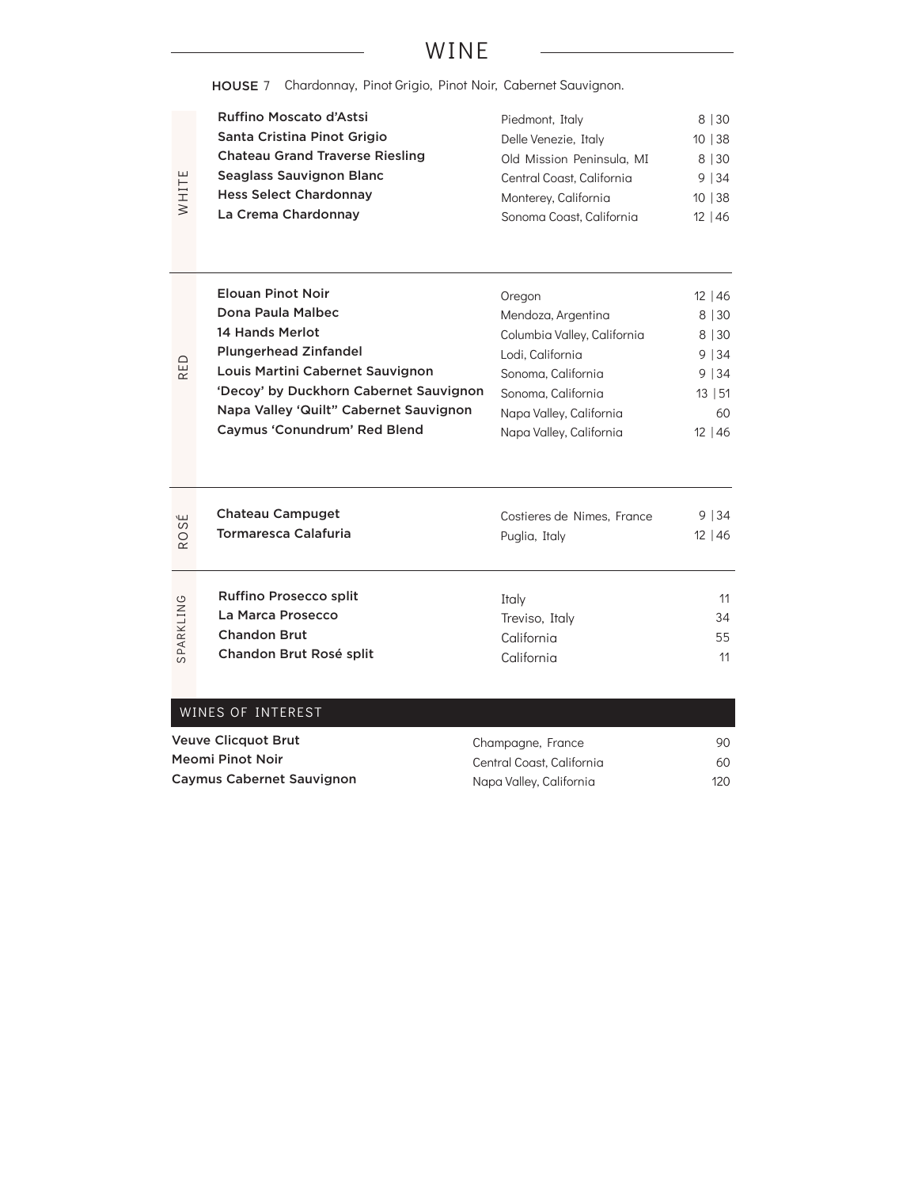# WINE

**HOUSE** 7 Chardonnay, Pinot Grigio, Pinot Noir, Cabernet Sauvignon.

## WHITE

| Wine | Region | Price |
|---|---|---|
| **Ruffino Moscato d'Astsi** | Piedmont, Italy | 8 \| 30 |
| **Santa Cristina Pinot Grigio** | Delle Venezie, Italy | 10 \| 38 |
| **Chateau Grand Traverse Riesling** | Old Mission Peninsula, MI | 8 \| 30 |
| **Seaglass Sauvignon Blanc** | Central Coast, California | 9 \| 34 |
| **Hess Select Chardonnay** | Monterey, California | 10 \| 38 |
| **La Crema Chardonnay** | Sonoma Coast, California | 12 \| 46 |

## RED

| Wine | Region | Price |
|---|---|---|
| **Elouan Pinot Noir** | Oregon | 12 \| 46 |
| **Dona Paula Malbec** | Mendoza, Argentina | 8 \| 30 |
| **14 Hands Merlot** | Columbia Valley, California | 8 \| 30 |
| **Plungerhead Zinfandel** | Lodi, California | 9 \| 34 |
| **Louis Martini Cabernet Sauvignon** | Sonoma, California | 9 \| 34 |
| **'Decoy' by Duckhorn Cabernet Sauvignon** | Sonoma, California | 13 \| 51 |
| **Napa Valley 'Quilt" Cabernet Sauvignon** | Napa Valley, California | 60 |
| **Caymus 'Conundrum' Red Blend** | Napa Valley, California | 12 \| 46 |

## ROSÉ

| Wine | Region | Price |
|---|---|---|
| **Chateau Campuget** | Costieres de Nimes, France | 9 \| 34 |
| **Tormaresca Calafuria** | Puglia, Italy | 12 \| 46 |

## SPARKLING

| Wine | Region | Price |
|---|---|---|
| **Ruffino Prosecco split** | Italy | 11 |
| **La Marca Prosecco** | Treviso, Italy | 34 |
| **Chandon Brut** | California | 55 |
| **Chandon Brut Rosé split** | California | 11 |

## WINES OF INTEREST

| Wine | Region | Price |
|---|---|---|
| **Veuve Clicquot Brut** | Champagne, France | 90 |
| **Meomi Pinot Noir** | Central Coast, California | 60 |
| **Caymus Cabernet Sauvignon** | Napa Valley, California | 120 |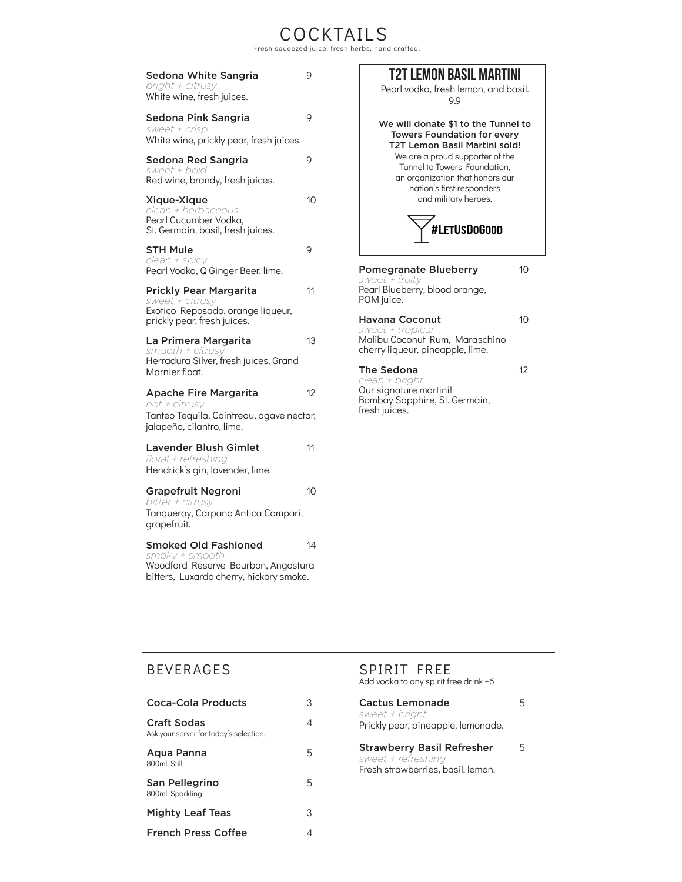# COCKTAILS

Fresh squeezed juice, fresh herbs, hand crafted.

**Sedona White Sangria** 9
*bright + citrusy*
White wine, fresh juices.

**Sedona Pink Sangria** 9
*sweet + crisp*
White wine, prickly pear, fresh juices.

**Sedona Red Sangria** 9
*sweet + bold*
Red wine, brandy, fresh juices.

**Xique-Xique** 10
*clean + herbaceous*
Pearl Cucumber Vodka, St. Germain, basil, fresh juices.

**STH Mule** 9
*clean + spicy*
Pearl Vodka, Q Ginger Beer, lime.

**Prickly Pear Margarita** 11
*sweet + citrusy*
Exotico Reposado, orange liqueur, prickly pear, fresh juices.

**La Primera Margarita** 13
*smooth + citrusy*
Herradura Silver, fresh juices, Grand Marnier float.

**Apache Fire Margarita** 12
*hot + citrusy*
Tanteo Tequila, Cointreau, agave nectar, jalapeño, cilantro, lime.

**Lavender Blush Gimlet** 11
*floral + refreshing*
Hendrick's gin, lavender, lime.

**Grapefruit Negroni** 10
*bitter + citrusy*
Tanqueray, Carpano Antica Campari, grapefruit.

**Smoked Old Fashioned** 14
*smoky + smooth*
Woodford Reserve Bourbon, Angostura bitters, Luxardo cherry, hickory smoke.

## T2T LEMON BASIL MARTINI

Pearl vodka, fresh lemon, and basil.
9.9

**We will donate $1 to the Tunnel to Towers Foundation for every T2T Lemon Basil Martini sold!**
We are a proud supporter of the Tunnel to Towers Foundation, an organization that honors our nation's first responders and military heroes.

**#LetUsDoGood**

**Pomegranate Blueberry** 10
*sweet + fruity*
Pearl Blueberry, blood orange, POM juice.

**Havana Coconut** 10
*sweet + tropical*
Malibu Coconut Rum, Maraschino cherry liqueur, pineapple, lime.

**The Sedona** 12
*clean + bright*
Our signature martini!
Bombay Sapphire, St. Germain, fresh juices.

# BEVERAGES

**Coca-Cola Products** 3

**Craft Sodas** 4
Ask your server for today's selection.

**Aqua Panna** 5
800ml, Still

**San Pellegrino** 5
800ml, Sparkling

**Mighty Leaf Teas** 3

**French Press Coffee** 4

# SPIRIT FREE

Add vodka to any spirit free drink +6

**Cactus Lemonade** 5
*sweet + bright*
Prickly pear, pineapple, lemonade.

**Strawberry Basil Refresher** 5
*sweet + refreshing*
Fresh strawberries, basil, lemon.